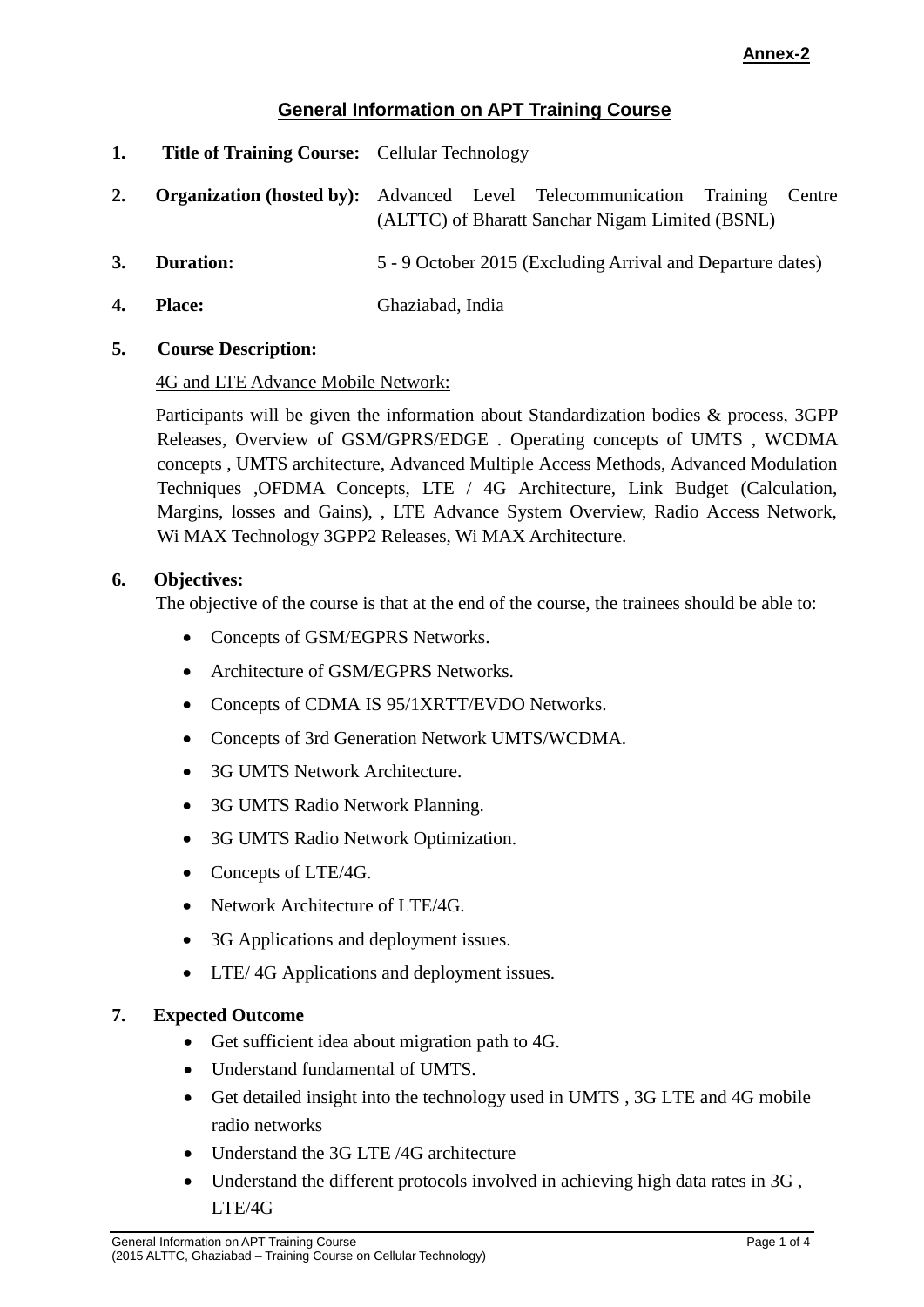**Annex-2**

## General Information on APT Training Course

**1. Title of Training Course:** Cellular Technology

**2. Organization (hosted by):** Advanced Level Telecommunication Training Centre (ALTTC) of Bharatt Sanchar Nigam Limited (BSNL)

**3. Duration:** 5 - 9 October 2015 (Excluding Arrival and Departure dates)

**4. Place:** Ghaziabad, India

**5. Course Description:**

4G and LTE Advance Mobile Network:

Participants will be given the information about Standardization bodies & process, 3GPP Releases, Overview of GSM/GPRS/EDGE . Operating concepts of UMTS , WCDMA concepts , UMTS architecture, Advanced Multiple Access Methods, Advanced Modulation Techniques ,OFDMA Concepts, LTE / 4G Architecture, Link Budget (Calculation, Margins, losses and Gains), , LTE Advance System Overview, Radio Access Network, Wi MAX Technology 3GPP2 Releases, Wi MAX Architecture.

**6. Objectives:**

The objective of the course is that at the end of the course, the trainees should be able to:

- Concepts of GSM/EGPRS Networks.
- Architecture of GSM/EGPRS Networks.
- Concepts of CDMA IS 95/1XRTT/EVDO Networks.
- Concepts of 3rd Generation Network UMTS/WCDMA.
- 3G UMTS Network Architecture.
- 3G UMTS Radio Network Planning.
- 3G UMTS Radio Network Optimization.
- Concepts of LTE/4G.
- Network Architecture of LTE/4G.
- 3G Applications and deployment issues.
- LTE/ 4G Applications and deployment issues.

**7. Expected Outcome**

- Get sufficient idea about migration path to 4G.
- Understand fundamental of UMTS.
- Get detailed insight into the technology used in UMTS , 3G LTE and 4G mobile radio networks
- Understand the 3G LTE /4G architecture
- Understand the different protocols involved in achieving high data rates in 3G , LTE/4G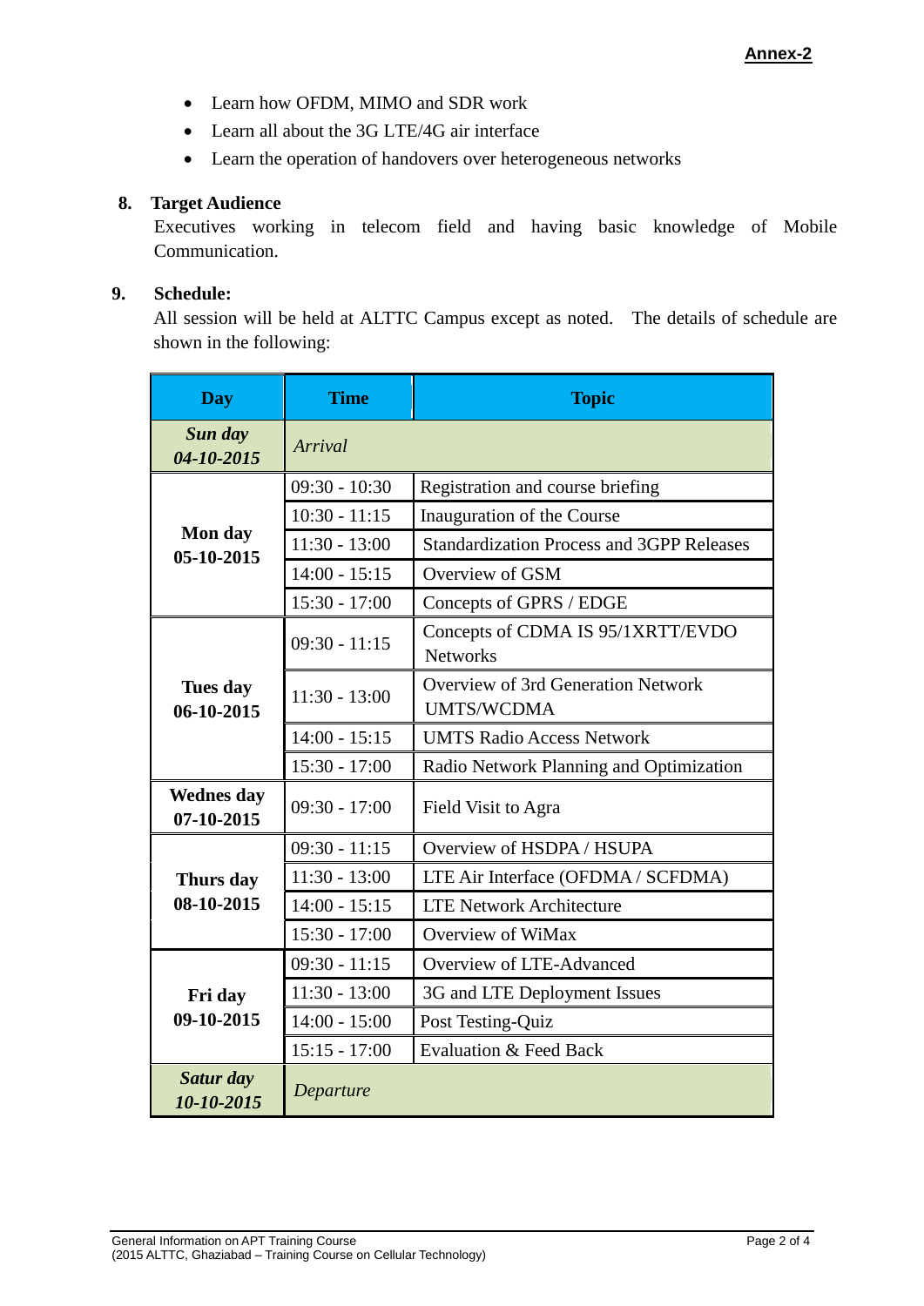**Annex-2**

- Learn how OFDM, MIMO and SDR work
- Learn all about the 3G LTE/4G air interface
- Learn the operation of handovers over heterogeneous networks

**8. Target Audience**

Executives working in telecom field and having basic knowledge of Mobile Communication.

**9. Schedule:**

All session will be held at ALTTC Campus except as noted. The details of schedule are shown in the following:

| Day | Time | Topic |
|---|---|---|
| ***Sun day 04-10-2015*** | *Arrival* | |
| **Mon day 05-10-2015** | 09:30 - 10:30 | Registration and course briefing |
| | 10:30 - 11:15 | Inauguration of the Course |
| | 11:30 - 13:00 | Standardization Process and 3GPP Releases |
| | 14:00 - 15:15 | Overview of GSM |
| | 15:30 - 17:00 | Concepts of GPRS / EDGE |
| **Tues day 06-10-2015** | 09:30 - 11:15 | Concepts of CDMA IS 95/1XRTT/EVDO Networks |
| | 11:30 - 13:00 | Overview of 3rd Generation Network UMTS/WCDMA |
| | 14:00 - 15:15 | UMTS Radio Access Network |
| | 15:30 - 17:00 | Radio Network Planning and Optimization |
| **Wednes day 07-10-2015** | 09:30 - 17:00 | Field Visit to Agra |
| **Thurs day 08-10-2015** | 09:30 - 11:15 | Overview of HSDPA / HSUPA |
| | 11:30 - 13:00 | LTE Air Interface (OFDMA / SCFDMA) |
| | 14:00 - 15:15 | LTE Network Architecture |
| | 15:30 - 17:00 | Overview of WiMax |
| **Fri day 09-10-2015** | 09:30 - 11:15 | Overview of LTE-Advanced |
| | 11:30 - 13:00 | 3G and LTE Deployment Issues |
| | 14:00 - 15:00 | Post Testing-Quiz |
| | 15:15 - 17:00 | Evaluation & Feed Back |
| ***Satur day 10-10-2015*** | *Departure* | |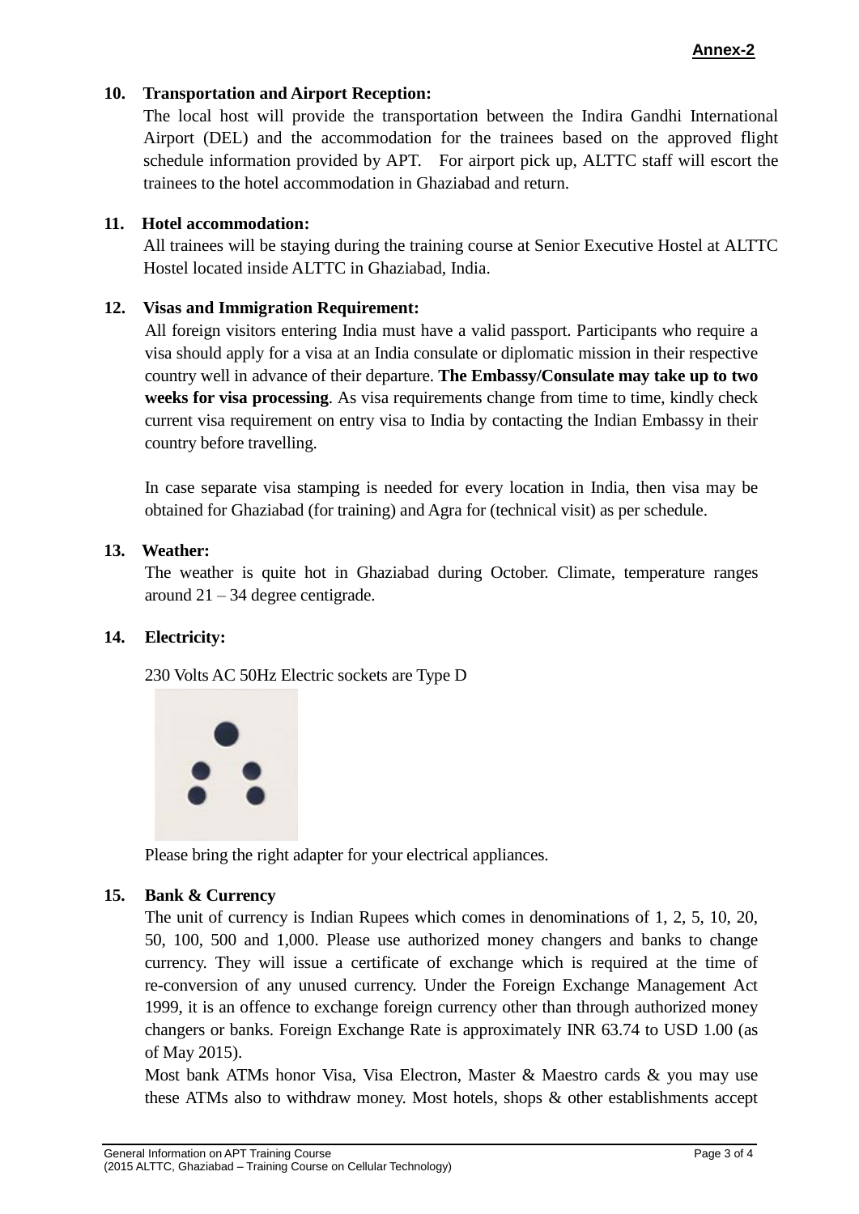**Annex-2**

**10. Transportation and Airport Reception:**

The local host will provide the transportation between the Indira Gandhi International Airport (DEL) and the accommodation for the trainees based on the approved flight schedule information provided by APT. For airport pick up, ALTTC staff will escort the trainees to the hotel accommodation in Ghaziabad and return.

**11. Hotel accommodation:**

All trainees will be staying during the training course at Senior Executive Hostel at ALTTC Hostel located inside ALTTC in Ghaziabad, India.

**12. Visas and Immigration Requirement:**

All foreign visitors entering India must have a valid passport. Participants who require a visa should apply for a visa at an India consulate or diplomatic mission in their respective country well in advance of their departure. **The Embassy/Consulate may take up to two weeks for visa processing**. As visa requirements change from time to time, kindly check current visa requirement on entry visa to India by contacting the Indian Embassy in their country before travelling.

In case separate visa stamping is needed for every location in India, then visa may be obtained for Ghaziabad (for training) and Agra for (technical visit) as per schedule.

**13. Weather:**

The weather is quite hot in Ghaziabad during October. Climate, temperature ranges around 21 – 34 degree centigrade.

**14. Electricity:**

230 Volts AC 50Hz Electric sockets are Type D

Please bring the right adapter for your electrical appliances.

**15. Bank & Currency**

The unit of currency is Indian Rupees which comes in denominations of 1, 2, 5, 10, 20, 50, 100, 500 and 1,000. Please use authorized money changers and banks to change currency. They will issue a certificate of exchange which is required at the time of re-conversion of any unused currency. Under the Foreign Exchange Management Act 1999, it is an offence to exchange foreign currency other than through authorized money changers or banks. Foreign Exchange Rate is approximately INR 63.74 to USD 1.00 (as of May 2015).

Most bank ATMs honor Visa, Visa Electron, Master & Maestro cards & you may use these ATMs also to withdraw money. Most hotels, shops & other establishments accept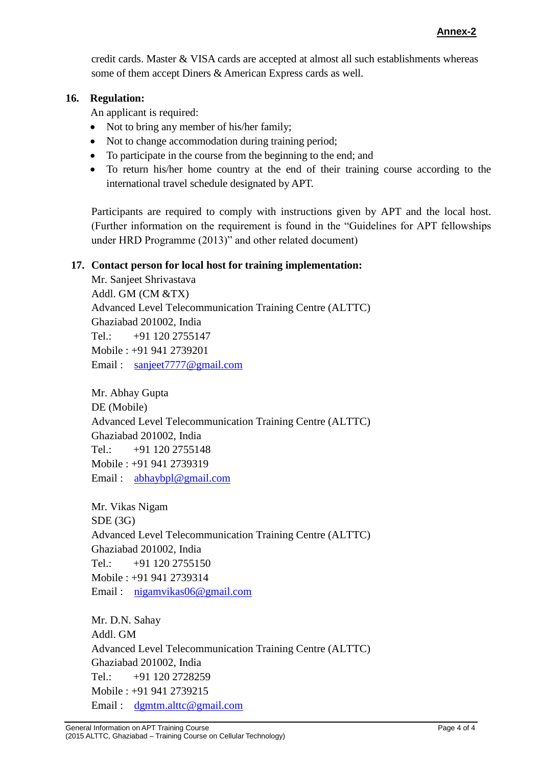credit cards. Master & VISA cards are accepted at almost all such establishments whereas some of them accept Diners & American Express cards as well.

**16. Regulation:**

An applicant is required:

- Not to bring any member of his/her family;
- Not to change accommodation during training period;
- To participate in the course from the beginning to the end; and
- To return his/her home country at the end of their training course according to the international travel schedule designated by APT.

Participants are required to comply with instructions given by APT and the local host. (Further information on the requirement is found in the "Guidelines for APT fellowships under HRD Programme (2013)" and other related document)

**17. Contact person for local host for training implementation:**

Mr. Sanjeet Shrivastava
Addl. GM (CM &TX)
Advanced Level Telecommunication Training Centre (ALTTC)
Ghaziabad 201002, India
Tel.: +91 120 2755147
Mobile : +91 941 2739201
Email : sanjeet7777@gmail.com

Mr. Abhay Gupta
DE (Mobile)
Advanced Level Telecommunication Training Centre (ALTTC)
Ghaziabad 201002, India
Tel.: +91 120 2755148
Mobile : +91 941 2739319
Email : abhaybpl@gmail.com

Mr. Vikas Nigam
SDE (3G)
Advanced Level Telecommunication Training Centre (ALTTC)
Ghaziabad 201002, India
Tel.: +91 120 2755150
Mobile : +91 941 2739314
Email : nigamvikas06@gmail.com

Mr. D.N. Sahay
Addl. GM
Advanced Level Telecommunication Training Centre (ALTTC)
Ghaziabad 201002, India
Tel.: +91 120 2728259
Mobile : +91 941 2739215
Email : dgmtm.alttc@gmail.com